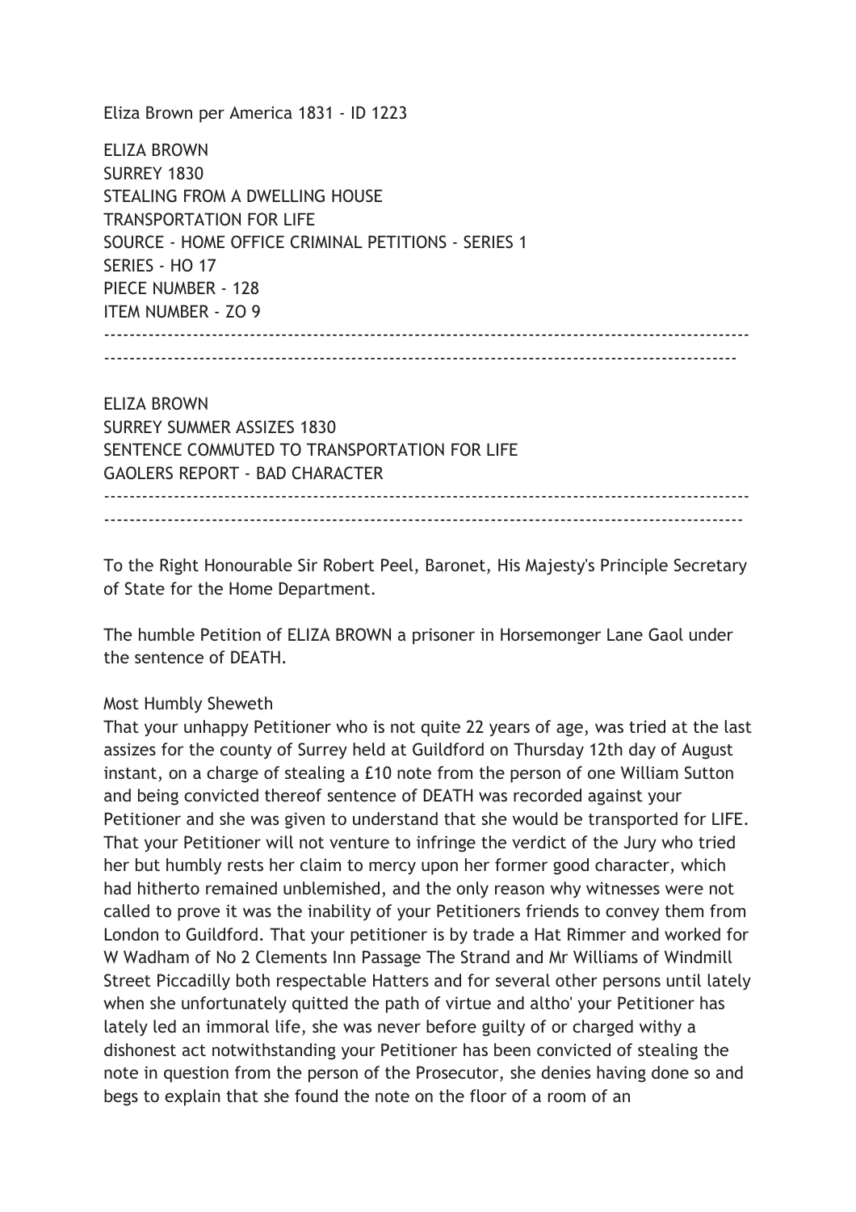Eliza Brown per America 1831 - ID 1223

ELIZA BROWN
SURREY 1830
STEALING FROM A DWELLING HOUSE
TRANSPORTATION FOR LIFE
SOURCE - HOME OFFICE CRIMINAL PETITIONS - SERIES 1
SERIES - HO 17
PIECE NUMBER - 128
ITEM NUMBER - ZO 9

---

ELIZA BROWN
SURREY SUMMER ASSIZES 1830
SENTENCE COMMUTED TO TRANSPORTATION FOR LIFE
GAOLERS REPORT - BAD CHARACTER

---

To the Right Honourable Sir Robert Peel, Baronet, His Majesty's Principle Secretary of State for the Home Department.

The humble Petition of ELIZA BROWN a prisoner in Horsemonger Lane Gaol under the sentence of DEATH.

Most Humbly Sheweth
That your unhappy Petitioner who is not quite 22 years of age, was tried at the last assizes for the county of Surrey held at Guildford on Thursday 12th day of August instant, on a charge of stealing a £10 note from the person of one William Sutton and being convicted thereof sentence of DEATH was recorded against your Petitioner and she was given to understand that she would be transported for LIFE. That your Petitioner will not venture to infringe the verdict of the Jury who tried her but humbly rests her claim to mercy upon her former good character, which had hitherto remained unblemished, and the only reason why witnesses were not called to prove it was the inability of your Petitioners friends to convey them from London to Guildford. That your petitioner is by trade a Hat Rimmer and worked for W Wadham of No 2 Clements Inn Passage The Strand and Mr Williams of Windmill Street Piccadilly both respectable Hatters and for several other persons until lately when she unfortunately quitted the path of virtue and altho' your Petitioner has lately led an immoral life, she was never before guilty of or charged withy a dishonest act notwithstanding your Petitioner has been convicted of stealing the note in question from the person of the Prosecutor, she denies having done so and begs to explain that she found the note on the floor of a room of an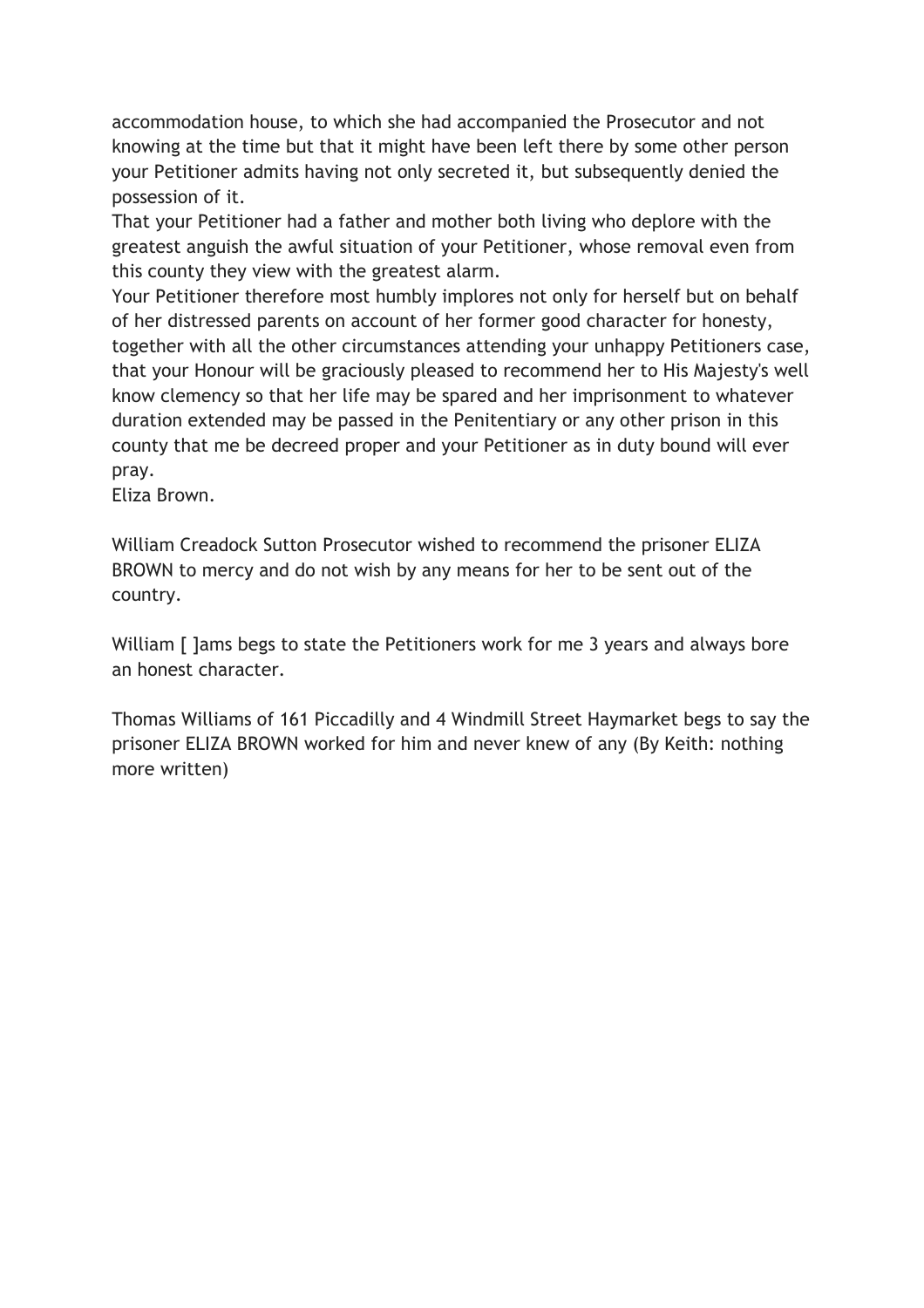accommodation house, to which she had accompanied the Prosecutor and not knowing at the time but that it might have been left there by some other person your Petitioner admits having not only secreted it, but subsequently denied the possession of it.

That your Petitioner had a father and mother both living who deplore with the greatest anguish the awful situation of your Petitioner, whose removal even from this county they view with the greatest alarm.

Your Petitioner therefore most humbly implores not only for herself but on behalf of her distressed parents on account of her former good character for honesty, together with all the other circumstances attending your unhappy Petitioners case, that your Honour will be graciously pleased to recommend her to His Majesty's well know clemency so that her life may be spared and her imprisonment to whatever duration extended may be passed in the Penitentiary or any other prison in this county that me be decreed proper and your Petitioner as in duty bound will ever pray.

Eliza Brown.

William Creadock Sutton Prosecutor wished to recommend the prisoner ELIZA BROWN to mercy and do not wish by any means for her to be sent out of the country.

William [ ]ams begs to state the Petitioners work for me 3 years and always bore an honest character.

Thomas Williams of 161 Piccadilly and 4 Windmill Street Haymarket begs to say the prisoner ELIZA BROWN worked for him and never knew of any (By Keith: nothing more written)